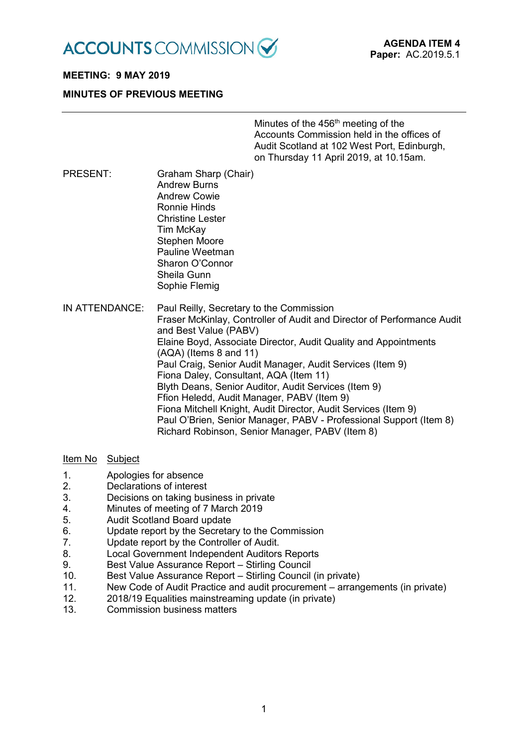ACCOUNTS COMMISSION

**AGENDA ITEM 4**
**Paper:** AC.2019.5.1

**MEETING: 9 MAY 2019**

**MINUTES OF PREVIOUS MEETING**

---

Minutes of the 456th meeting of the Accounts Commission held in the offices of Audit Scotland at 102 West Port, Edinburgh, on Thursday 11 April 2019, at 10.15am.

PRESENT:
Graham Sharp (Chair)
Andrew Burns
Andrew Cowie
Ronnie Hinds
Christine Lester
Tim McKay
Stephen Moore
Pauline Weetman
Sharon O'Connor
Sheila Gunn
Sophie Flemig

IN ATTENDANCE:
Paul Reilly, Secretary to the Commission
Fraser McKinlay, Controller of Audit and Director of Performance Audit and Best Value (PABV)
Elaine Boyd, Associate Director, Audit Quality and Appointments (AQA) (Items 8 and 11)
Paul Craig, Senior Audit Manager, Audit Services (Item 9)
Fiona Daley, Consultant, AQA (Item 11)
Blyth Deans, Senior Auditor, Audit Services (Item 9)
Ffion Heledd, Audit Manager, PABV (Item 9)
Fiona Mitchell Knight, Audit Director, Audit Services (Item 9)
Paul O'Brien, Senior Manager, PABV - Professional Support (Item 8)
Richard Robinson, Senior Manager, PABV (Item 8)

| Item No | Subject |
|---|---|
| 1. | Apologies for absence |
| 2. | Declarations of interest |
| 3. | Decisions on taking business in private |
| 4. | Minutes of meeting of 7 March 2019 |
| 5. | Audit Scotland Board update |
| 6. | Update report by the Secretary to the Commission |
| 7. | Update report by the Controller of Audit. |
| 8. | Local Government Independent Auditors Reports |
| 9. | Best Value Assurance Report – Stirling Council |
| 10. | Best Value Assurance Report – Stirling Council (in private) |
| 11. | New Code of Audit Practice and audit procurement – arrangements (in private) |
| 12. | 2018/19 Equalities mainstreaming update (in private) |
| 13. | Commission business matters |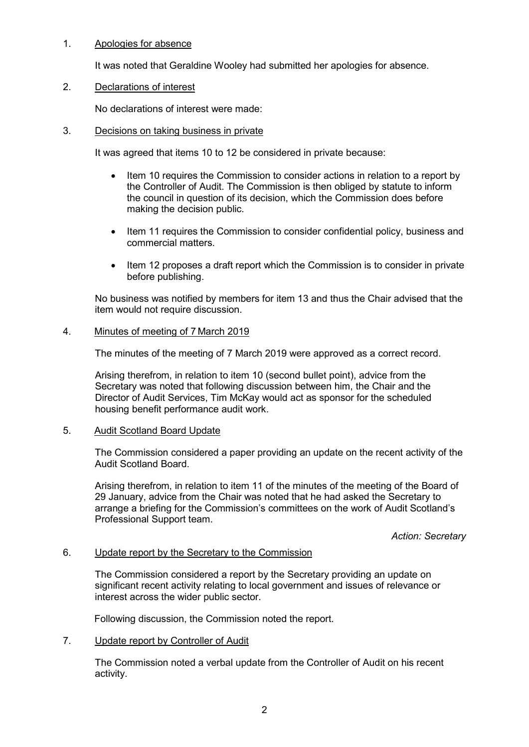1. Apologies for absence

   It was noted that Geraldine Wooley had submitted her apologies for absence.

2. Declarations of interest

   No declarations of interest were made:

3. Decisions on taking business in private

   It was agreed that items 10 to 12 be considered in private because:

   - Item 10 requires the Commission to consider actions in relation to a report by the Controller of Audit. The Commission is then obliged by statute to inform the council in question of its decision, which the Commission does before making the decision public.

   - Item 11 requires the Commission to consider confidential policy, business and commercial matters.

   - Item 12 proposes a draft report which the Commission is to consider in private before publishing.

   No business was notified by members for item 13 and thus the Chair advised that the item would not require discussion.

4. Minutes of meeting of 7 March 2019

   The minutes of the meeting of 7 March 2019 were approved as a correct record.

   Arising therefrom, in relation to item 10 (second bullet point), advice from the Secretary was noted that following discussion between him, the Chair and the Director of Audit Services, Tim McKay would act as sponsor for the scheduled housing benefit performance audit work.

5. Audit Scotland Board Update

   The Commission considered a paper providing an update on the recent activity of the Audit Scotland Board.

   Arising therefrom, in relation to item 11 of the minutes of the meeting of the Board of 29 January, advice from the Chair was noted that he had asked the Secretary to arrange a briefing for the Commission's committees on the work of Audit Scotland's Professional Support team.

   *Action: Secretary*

6. Update report by the Secretary to the Commission

   The Commission considered a report by the Secretary providing an update on significant recent activity relating to local government and issues of relevance or interest across the wider public sector.

   Following discussion, the Commission noted the report.

7. Update report by Controller of Audit

   The Commission noted a verbal update from the Controller of Audit on his recent activity.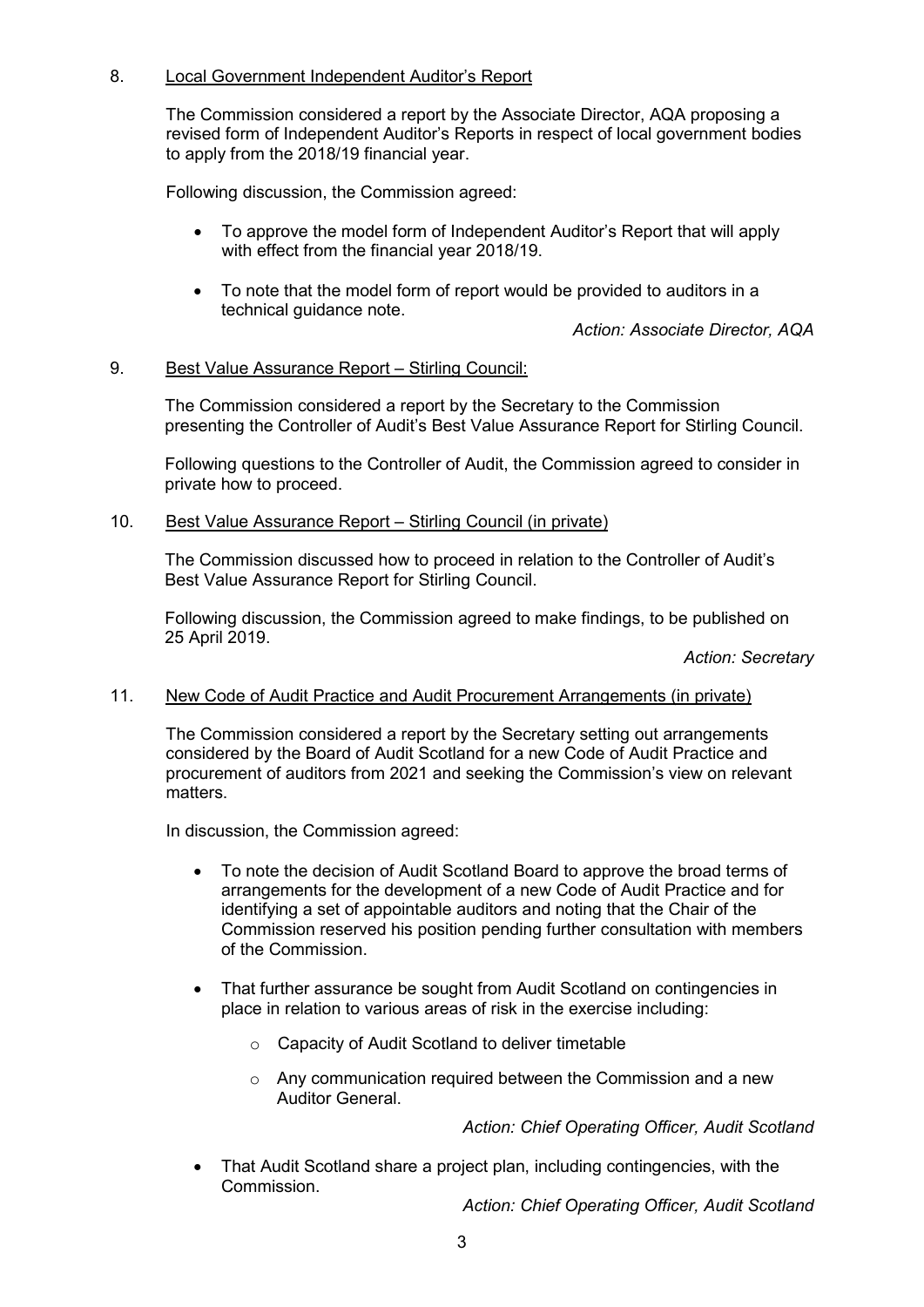8. Local Government Independent Auditor's Report

The Commission considered a report by the Associate Director, AQA proposing a revised form of Independent Auditor's Reports in respect of local government bodies to apply from the 2018/19 financial year.

Following discussion, the Commission agreed:

- To approve the model form of Independent Auditor's Report that will apply with effect from the financial year 2018/19.
- To note that the model form of report would be provided to auditors in a technical guidance note.

*Action: Associate Director, AQA*

9. Best Value Assurance Report – Stirling Council:

The Commission considered a report by the Secretary to the Commission presenting the Controller of Audit's Best Value Assurance Report for Stirling Council.

Following questions to the Controller of Audit, the Commission agreed to consider in private how to proceed.

10. Best Value Assurance Report – Stirling Council (in private)

The Commission discussed how to proceed in relation to the Controller of Audit's Best Value Assurance Report for Stirling Council.

Following discussion, the Commission agreed to make findings, to be published on 25 April 2019.

*Action: Secretary*

11. New Code of Audit Practice and Audit Procurement Arrangements (in private)

The Commission considered a report by the Secretary setting out arrangements considered by the Board of Audit Scotland for a new Code of Audit Practice and procurement of auditors from 2021 and seeking the Commission's view on relevant matters.

In discussion, the Commission agreed:

- To note the decision of Audit Scotland Board to approve the broad terms of arrangements for the development of a new Code of Audit Practice and for identifying a set of appointable auditors and noting that the Chair of the Commission reserved his position pending further consultation with members of the Commission.
- That further assurance be sought from Audit Scotland on contingencies in place in relation to various areas of risk in the exercise including:
    - Capacity of Audit Scotland to deliver timetable
    - Any communication required between the Commission and a new Auditor General.

  *Action: Chief Operating Officer, Audit Scotland*

- That Audit Scotland share a project plan, including contingencies, with the Commission.

  *Action: Chief Operating Officer, Audit Scotland*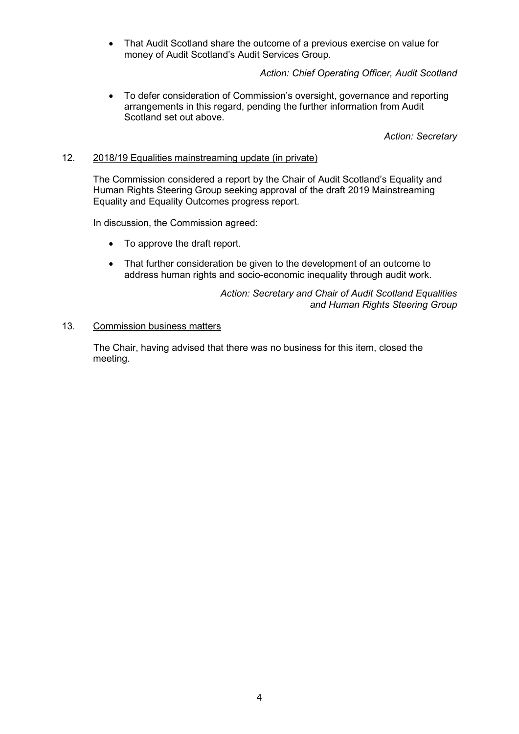- That Audit Scotland share the outcome of a previous exercise on value for money of Audit Scotland's Audit Services Group.

*Action: Chief Operating Officer, Audit Scotland*

- To defer consideration of Commission's oversight, governance and reporting arrangements in this regard, pending the further information from Audit Scotland set out above.

*Action: Secretary*

12. 2018/19 Equalities mainstreaming update (in private)

The Commission considered a report by the Chair of Audit Scotland's Equality and Human Rights Steering Group seeking approval of the draft 2019 Mainstreaming Equality and Equality Outcomes progress report.

In discussion, the Commission agreed:

- To approve the draft report.
- That further consideration be given to the development of an outcome to address human rights and socio-economic inequality through audit work.

*Action: Secretary and Chair of Audit Scotland Equalities and Human Rights Steering Group*

13. Commission business matters

The Chair, having advised that there was no business for this item, closed the meeting.